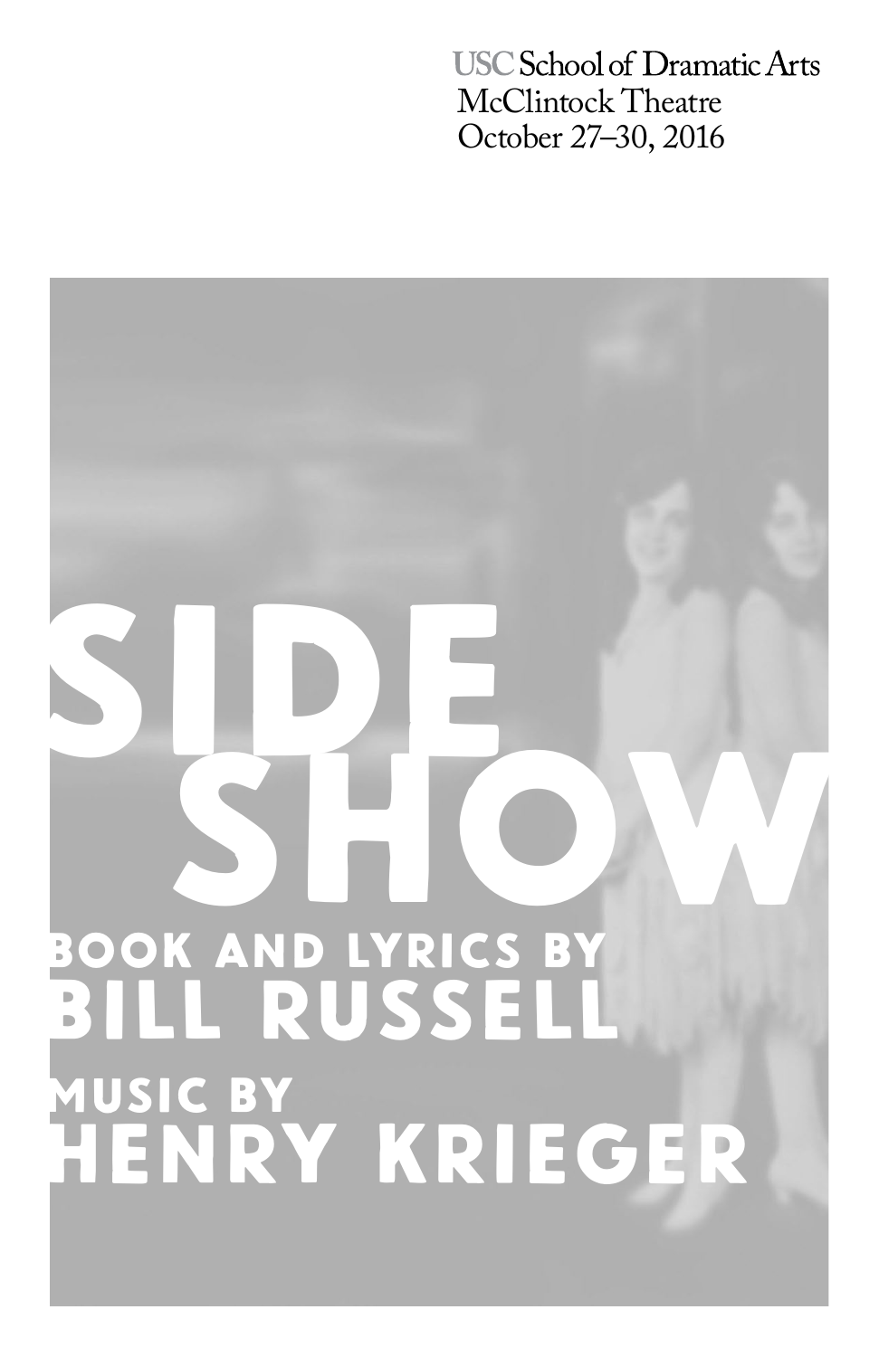USC School of Dramatic Arts
McClintock Theatre
October 27–30, 2016

# SIDE SHOW

BOOK AND LYRICS BY
## BILL RUSSELL

MUSIC BY
## HENRY KRIEGER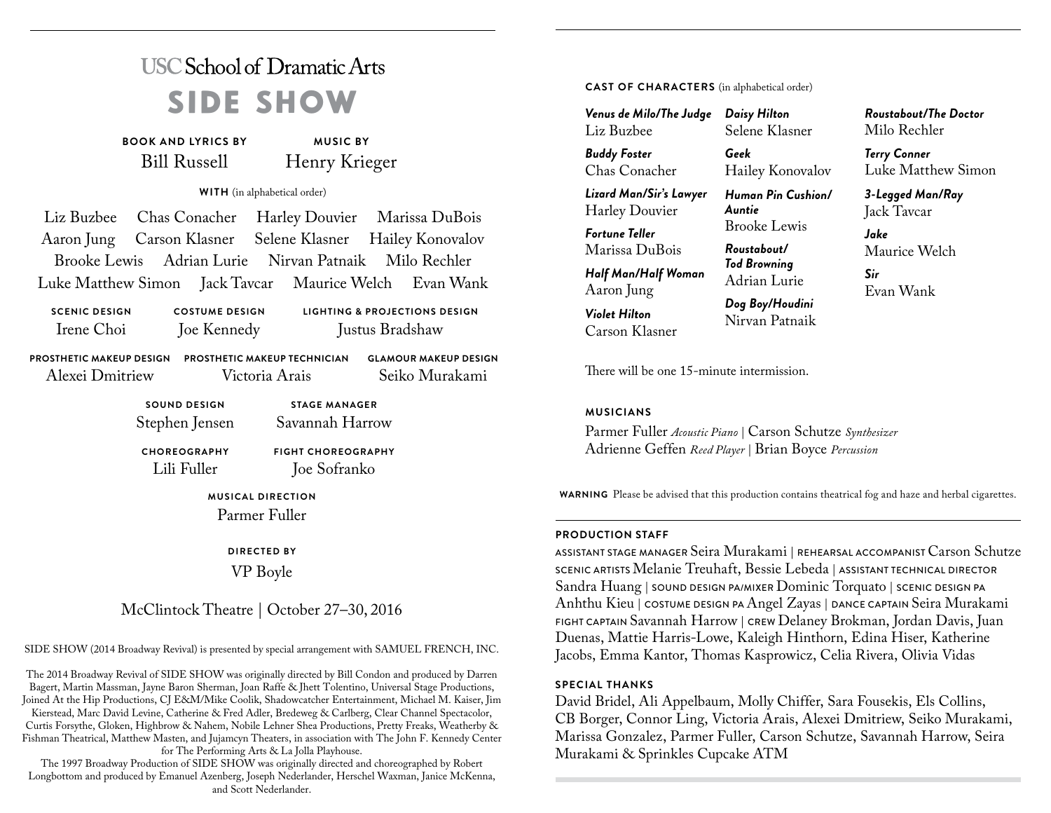# USC School of Dramatic Arts

# SIDE SHOW

**BOOK AND LYRICS BY**
Bill Russell

**MUSIC BY**
Henry Krieger

**WITH** (in alphabetical order)

Liz Buzbee   Chas Conacher   Harley Douvier   Marissa DuBois
Aaron Jung   Carson Klasner   Selene Klasner   Hailey Konovalov
Brooke Lewis   Adrian Lurie   Nirvan Patnaik   Milo Rechler
Luke Matthew Simon   Jack Tavcar   Maurice Welch   Evan Wank

**SCENIC DESIGN**
Irene Choi

**COSTUME DESIGN**
Joe Kennedy

**LIGHTING & PROJECTIONS DESIGN**
Justus Bradshaw

**PROSTHETIC MAKEUP DESIGN**
Alexei Dmitriew

**PROSTHETIC MAKEUP TECHNICIAN**
Victoria Arais

**GLAMOUR MAKEUP DESIGN**
Seiko Murakami

**SOUND DESIGN**
Stephen Jensen

**STAGE MANAGER**
Savannah Harrow

**CHOREOGRAPHY**
Lili Fuller

**FIGHT CHOREOGRAPHY**
Joe Sofranko

**MUSICAL DIRECTION**
Parmer Fuller

**DIRECTED BY**
VP Boyle

McClintock Theatre | October 27–30, 2016

SIDE SHOW (2014 Broadway Revival) is presented by special arrangement with SAMUEL FRENCH, INC.

The 2014 Broadway Revival of SIDE SHOW was originally directed by Bill Condon and produced by Darren Bagert, Martin Massman, Jayne Baron Sherman, Joan Raffe & Jhett Tolentino, Universal Stage Productions, Joined At the Hip Productions, CJ E&M/Mike Coolik, Shadowcatcher Entertainment, Michael M. Kaiser, Jim Kierstead, Marc David Levine, Catherine & Fred Adler, Bredeweg & Carlberg, Clear Channel Spectacolor, Curtis Forsythe, Gloken, Highbrow & Nahem, Nobile Lehner Shea Productions, Pretty Freaks, Weatherby & Fishman Theatrical, Matthew Masten, and Jujamcyn Theaters, in association with The John F. Kennedy Center for The Performing Arts & La Jolla Playhouse.

The 1997 Broadway Production of SIDE SHOW was originally directed and choreographed by Robert Longbottom and produced by Emanuel Azenberg, Joseph Nederlander, Herschel Waxman, Janice McKenna, and Scott Nederlander.

## CAST OF CHARACTERS (in alphabetical order)

*Venus de Milo/The Judge* — Liz Buzbee
*Buddy Foster* — Chas Conacher
*Lizard Man/Sir's Lawyer* — Harley Douvier
*Fortune Teller* — Marissa DuBois
*Half Man/Half Woman* — Aaron Jung
*Violet Hilton* — Carson Klasner
*Daisy Hilton* — Selene Klasner
*Geek* — Hailey Konovalov
*Human Pin Cushion/Auntie* — Brooke Lewis
*Roustabout/Tod Browning* — Adrian Lurie
*Dog Boy/Houdini* — Nirvan Patnaik
*Roustabout/The Doctor* — Milo Rechler
*Terry Conner* — Luke Matthew Simon
*3-Legged Man/Ray* — Jack Tavcar
*Jake* — Maurice Welch
*Sir* — Evan Wank

There will be one 15-minute intermission.

## MUSICIANS

Parmer Fuller *Acoustic Piano* | Carson Schutze *Synthesizer*
Adrienne Geffen *Reed Player* | Brian Boyce *Percussion*

**WARNING** Please be advised that this production contains theatrical fog and haze and herbal cigarettes.

## PRODUCTION STAFF

ASSISTANT STAGE MANAGER Seira Murakami | REHEARSAL ACCOMPANIST Carson Schutze
SCENIC ARTISTS Melanie Treuhaft, Bessie Lebeda | ASSISTANT TECHNICAL DIRECTOR Sandra Huang | SOUND DESIGN PA/MIXER Dominic Torquato | SCENIC DESIGN PA Anhthu Kieu | COSTUME DESIGN PA Angel Zayas | DANCE CAPTAIN Seira Murakami
FIGHT CAPTAIN Savannah Harrow | CREW Delaney Brokman, Jordan Davis, Juan Duenas, Mattie Harris-Lowe, Kaleigh Hinthorn, Edina Hiser, Katherine Jacobs, Emma Kantor, Thomas Kasprowicz, Celia Rivera, Olivia Vidas

## SPECIAL THANKS

David Bridel, Ali Appelbaum, Molly Chiffer, Sara Fousekis, Els Collins, CB Borger, Connor Ling, Victoria Arais, Alexei Dmitriew, Seiko Murakami, Marissa Gonzalez, Parmer Fuller, Carson Schutze, Savannah Harrow, Seira Murakami & Sprinkles Cupcake ATM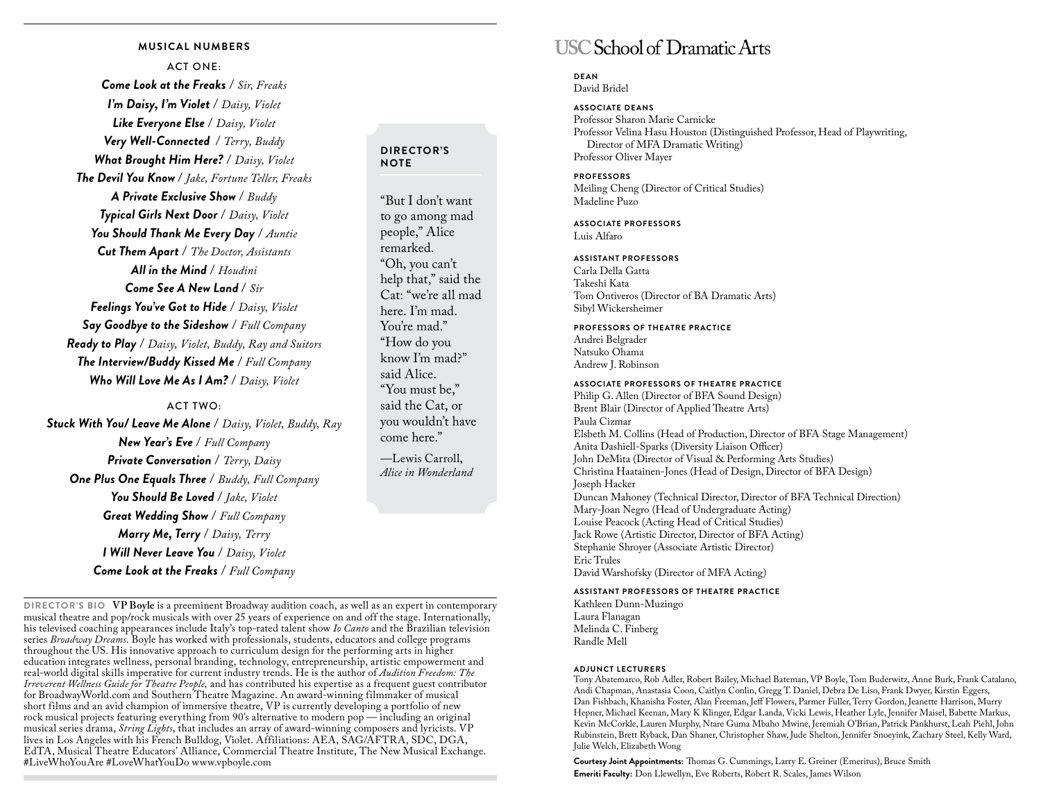## MUSICAL NUMBERS

**ACT ONE:**

***Come Look at the Freaks*** / *Sir, Freaks*
***I'm Daisy, I'm Violet*** / *Daisy, Violet*
***Like Everyone Else*** / *Daisy, Violet*
***Very Well-Connected*** / *Terry, Buddy*
***What Brought Him Here?*** / *Daisy, Violet*
***The Devil You Know*** / *Jake, Fortune Teller, Freaks*
***A Private Exclusive Show*** / *Buddy*
***Typical Girls Next Door*** / *Daisy, Violet*
***You Should Thank Me Every Day*** / *Auntie*
***Cut Them Apart*** / *The Doctor, Assistants*
***All in the Mind*** / *Houdini*
***Come See A New Land*** / *Sir*
***Feelings You've Got to Hide*** / *Daisy, Violet*
***Say Goodbye to the Sideshow*** / *Full Company*
***Ready to Play*** / *Daisy, Violet, Buddy, Ray and Suitors*
***The Interview/Buddy Kissed Me*** / *Full Company*
***Who Will Love Me As I Am?*** / *Daisy, Violet*

**ACT TWO:**

***Stuck With You/ Leave Me Alone*** / *Daisy, Violet, Buddy, Ray*
***New Year's Eve*** / *Full Company*
***Private Conversation*** / *Terry, Daisy*
***One Plus One Equals Three*** / *Buddy, Full Company*
***You Should Be Loved*** / *Jake, Violet*
***Great Wedding Show*** / *Full Company*
***Marry Me, Terry*** / *Daisy, Terry*
***I Will Never Leave You*** / *Daisy, Violet*
***Come Look at the Freaks*** / *Full Company*

## DIRECTOR'S NOTE

"But I don't want to go among mad people," Alice remarked.
"Oh, you can't help that," said the Cat: "we're all mad here. I'm mad. You're mad."
"How do you know I'm mad?" said Alice.
"You must be," said the Cat, or you wouldn't have come here."

—Lewis Carroll, *Alice in Wonderland*

**DIRECTOR'S BIO** **VP Boyle** is a preeminent Broadway audition coach, as well as an expert in contemporary musical theatre and pop/rock musicals with over 25 years of experience on and off the stage. Internationally, his televised coaching appearances include Italy's top-rated talent show *Io Canto* and the Brazilian television series *Broadway Dreams*. Boyle has worked with professionals, students, educators and college programs throughout the US. His innovative approach to curriculum design for the performing arts in higher education integrates wellness, personal branding, technology, entrepreneurship, artistic empowerment and real-world digital skills imperative for current industry trends. He is the author of *Audition Freedom: The Irreverent Wellness Guide for Theatre People,* and has contributed his expertise as a frequent guest contributor for BroadwayWorld.com and Southern Theatre Magazine. An award-winning filmmaker of musical short films and an avid champion of immersive theatre, VP is currently developing a portfolio of new rock musical projects featuring everything from 90's alternative to modern pop — including an original musical series drama, *String Lights*, that includes an array of award-winning composers and lyricists. VP lives in Los Angeles with his French Bulldog, Violet. Affiliations: AEA, SAG/AFTRA, SDC, DGA, EdTA, Musical Theatre Educators' Alliance, Commercial Theatre Institute, The New Musical Exchange. #LiveWhoYouAre #LoveWhatYouDo www.vpboyle.com

# USC School of Dramatic Arts

**DEAN**
David Bridel

**ASSOCIATE DEANS**
Professor Sharon Marie Carnicke
Professor Velina Hasu Houston (Distinguished Professor, Head of Playwriting, Director of MFA Dramatic Writing)
Professor Oliver Mayer

**PROFESSORS**
Meiling Cheng (Director of Critical Studies)
Madeline Puzo

**ASSOCIATE PROFESSORS**
Luis Alfaro

**ASSISTANT PROFESSORS**
Carla Della Gatta
Takeshi Kata
Tom Ontiveros (Director of BA Dramatic Arts)
Sibyl Wickersheimer

**PROFESSORS OF THEATRE PRACTICE**
Andrei Belgrader
Natsuko Ohama
Andrew J. Robinson

**ASSOCIATE PROFESSORS OF THEATRE PRACTICE**
Philip G. Allen (Director of BFA Sound Design)
Brent Blair (Director of Applied Theatre Arts)
Paula Cizmar
Elsbeth M. Collins (Head of Production, Director of BFA Stage Management)
Anita Dashiell-Sparks (Diversity Liaison Officer)
John DeMita (Director of Visual & Performing Arts Studies)
Christina Haatainen-Jones (Head of Design, Director of BFA Design)
Joseph Hacker
Duncan Mahoney (Technical Director, Director of BFA Technical Direction)
Mary-Joan Negro (Head of Undergraduate Acting)
Louise Peacock (Acting Head of Critical Studies)
Jack Rowe (Artistic Director, Director of BFA Acting)
Stephanie Shroyer (Associate Artistic Director)
Eric Trules
David Warshofsky (Director of MFA Acting)

**ASSISTANT PROFESSORS OF THEATRE PRACTICE**
Kathleen Dunn-Muzingo
Laura Flanagan
Melinda C. Finberg
Randle Mell

**ADJUNCT LECTURERS**
Tony Abatemarco, Rob Adler, Robert Bailey, Michael Bateman, VP Boyle, Tom Buderwitz, Anne Burk, Frank Catalano, Andi Chapman, Anastasia Coon, Caitlyn Conlin, Gregg T. Daniel, Debra De Liso, Frank Dwyer, Kirstin Eggers, Dan Fishbach, Khanisha Foster, Alan Freeman, Jeff Flowers, Parmer Fuller, Terry Gordon, Jeanette Harrison, Murry Hepner, Michael Keenan, Mary K Klinger, Edgar Landa, Vicki Lewis, Heather Lyle, Jennifer Maisel, Babette Markus, Kevin McCorkle, Lauren Murphy, Ntare Guma Mbaho Mwine, Jeremiah O'Brian, Patrick Pankhurst, Leah Piehl, John Rubinstein, Brett Ryback, Dan Shaner, Christopher Shaw, Jude Shelton, Jennifer Snoeyink, Zachary Steel, Kelly Ward, Julie Welch, Elizabeth Wong

**Courtesy Joint Appointments:** Thomas G. Cummings, Larry E. Greiner (Emeritus), Bruce Smith
**Emeriti Faculty:** Don Llewellyn, Eve Roberts, Robert R. Scales, James Wilson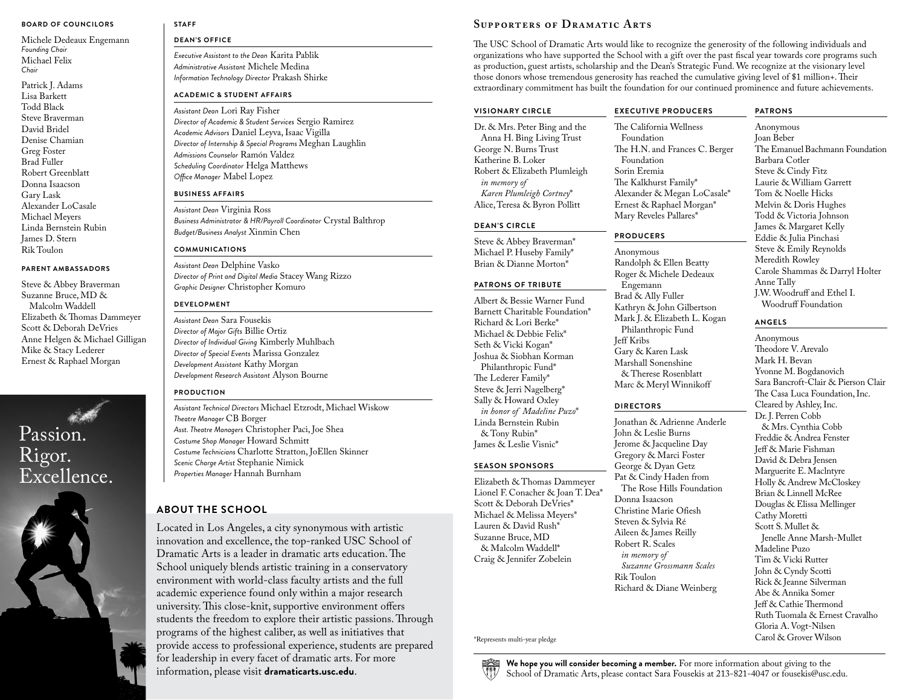### BOARD OF COUNCILORS

Michele Dedeaux Engemann
*Founding Chair*
Michael Felix
*Chair*

Patrick J. Adams
Lisa Barkett
Todd Black
Steve Braverman
David Bridel
Denise Chamian
Greg Foster
Brad Fuller
Robert Greenblatt
Donna Isaacson
Gary Lask
Alexander LoCasale
Michael Meyers
Linda Bernstein Rubin
James D. Stern
Rik Toulon

### PARENT AMBASSADORS

Steve & Abbey Braverman
Suzanne Bruce, MD & Malcolm Waddell
Elizabeth & Thomas Dammeyer
Scott & Deborah DeVries
Anne Helgen & Michael Gilligan
Mike & Stacy Lederer
Ernest & Raphael Morgan

Passion.
Rigor.
Excellence.

### STAFF

#### DEAN'S OFFICE

*Executive Assistant to the Dean* Karita Pablik
*Administrative Assistant* Michele Medina
*Information Technology Director* Prakash Shirke

#### ACADEMIC & STUDENT AFFAIRS

*Assistant Dean* Lori Ray Fisher
*Director of Academic & Student Services* Sergio Ramirez
*Academic Advisors* Daniel Leyva, Isaac Vigilla
*Director of Internship & Special Programs* Meghan Laughlin
*Admissions Counselor* Ramón Valdez
*Scheduling Coordinator* Helga Matthews
*Office Manager* Mabel Lopez

#### BUSINESS AFFAIRS

*Assistant Dean* Virginia Ross
*Business Administrator & HR/Payroll Coordinator* Crystal Balthrop
*Budget/Business Analyst* Xinmin Chen

#### COMMUNICATIONS

*Assistant Dean* Delphine Vasko
*Director of Print and Digital Media* Stacey Wang Rizzo
*Graphic Designer* Christopher Komuro

#### DEVELOPMENT

*Assistant Dean* Sara Fousekis
*Director of Major Gifts* Billie Ortiz
*Director of Individual Giving* Kimberly Muhlbach
*Director of Special Events* Marissa Gonzalez
*Development Assistant* Kathy Morgan
*Development Research Assistant* Alyson Bourne

#### PRODUCTION

*Assistant Technical Directors* Michael Etzrodt, Michael Wiskow
*Theatre Manager* CB Borger
*Asst. Theatre Managers* Christopher Paci, Joe Shea
*Costume Shop Manager* Howard Schmitt
*Costume Technicians* Charlotte Stratton, JoEllen Skinner
*Scenic Charge Artist* Stephanie Nimick
*Properties Manager* Hannah Burnham

### ABOUT THE SCHOOL

Located in Los Angeles, a city synonymous with artistic innovation and excellence, the top-ranked USC School of Dramatic Arts is a leader in dramatic arts education. The School uniquely blends artistic training in a conservatory environment with world-class faculty artists and the full academic experience found only within a major research university. This close-knit, supportive environment offers students the freedom to explore their artistic passions. Through programs of the highest caliber, as well as initiatives that provide access to professional experience, students are prepared for leadership in every facet of dramatic arts. For more information, please visit **dramaticarts.usc.edu**.

## Supporters of Dramatic Arts

The USC School of Dramatic Arts would like to recognize the generosity of the following individuals and organizations who have supported the School with a gift over the past fiscal year towards core programs such as production, guest artists, scholarship and the Dean's Strategic Fund. We recognize at the visionary level those donors whose tremendous generosity has reached the cumulative giving level of $1 million+. Their extraordinary commitment has built the foundation for our continued prominence and future achievements.

#### VISIONARY CIRCLE

Dr. & Mrs. Peter Bing and the Anna H. Bing Living Trust
George N. Burns Trust
Katherine B. Loker
Robert & Elizabeth Plumleigh *in memory of Karen Plumleigh Cortney*\*
Alice, Teresa & Byron Pollitt

#### DEAN'S CIRCLE

Steve & Abbey Braverman\*
Michael P. Huseby Family\*
Brian & Dianne Morton\*

#### PATRONS OF TRIBUTE

Albert & Bessie Warner Fund
Barnett Charitable Foundation\*
Richard & Lori Berke\*
Michael & Debbie Felix\*
Seth & Vicki Kogan\*
Joshua & Siobhan Korman Philanthropic Fund\*
The Lederer Family\*
Steve & Jerri Nagelberg\*
Sally & Howard Oxley *in honor of Madeline Puzo*\*
Linda Bernstein Rubin & Tony Rubin\*
James & Leslie Visnic\*

#### SEASON SPONSORS

Elizabeth & Thomas Dammeyer
Lionel F. Conacher & Joan T. Dea\*
Scott & Deborah DeVries\*
Michael & Melissa Meyers\*
Lauren & David Rush\*
Suzanne Bruce, MD & Malcolm Waddell\*
Craig & Jennifer Zobelein

#### EXECUTIVE PRODUCERS

The California Wellness Foundation
The H.N. and Frances C. Berger Foundation
Sorin Eremia
The Kalkhurst Family\*
Alexander & Megan LoCasale\*
Ernest & Raphael Morgan\*
Mary Reveles Pallares\*

#### PRODUCERS

Anonymous
Randolph & Ellen Beatty
Roger & Michele Dedeaux Engemann
Brad & Ally Fuller
Kathryn & John Gilbertson
Mark J. & Elizabeth L. Kogan Philanthropic Fund
Jeff Kribs
Gary & Karen Lask
Marshall Sonenshine & Therese Rosenblatt
Marc & Meryl Winnikoff

#### DIRECTORS

Jonathan & Adrienne Anderle
John & Leslie Burns
Jerome & Jacqueline Day
Gregory & Marci Foster
George & Dyan Getz
Pat & Cindy Haden from The Rose Hills Foundation
Donna Isaacson
Christine Marie Ofiesh
Steven & Sylvia Ré
Aileen & James Reilly
Robert R. Scales *in memory of Suzanne Grossmann Scales*
Rik Toulon
Richard & Diane Weinberg

#### PATRONS

Anonymous
Joan Beber
The Emanuel Bachmann Foundation
Barbara Cotler
Steve & Cindy Fitz
Laurie & William Garrett
Tom & Noelle Hicks
Melvin & Doris Hughes
Todd & Victoria Johnson
James & Margaret Kelly
Eddie & Julia Pinchasi
Steve & Emily Reynolds
Meredith Rowley
Carole Shammas & Darryl Holter
Anne Tally
J.W. Woodruff and Ethel I. Woodruff Foundation

#### ANGELS

Anonymous
Theodore V. Arevalo
Mark H. Bevan
Yvonne M. Bogdanovich
Sara Bancroft-Clair & Pierson Clair
The Casa Luca Foundation, Inc.
Cleared by Ashley, Inc.
Dr. J. Perren Cobb & Mrs. Cynthia Cobb
Freddie & Andrea Fenster
Jeff & Marie Fishman
David & Debra Jensen
Marguerite E. MacIntyre
Holly & Andrew McCloskey
Brian & Linnell McRee
Douglas & Elissa Mellinger
Cathy Moretti
Scott S. Mullet & Jenelle Anne Marsh-Mullet
Madeline Puzo
Tim & Vicki Rutter
John & Cyndy Scotti
Rick & Jeanne Silverman
Abe & Annika Somer
Jeff & Cathie Thermond
Ruth Tuomala & Ernest Cravalho
Gloria A. Vogt-Nilsen
Carol & Grover Wilson

\*Represents multi-year pledge

**We hope you will consider becoming a member.** For more information about giving to the School of Dramatic Arts, please contact Sara Fousekis at 213-821-4047 or fousekis@usc.edu.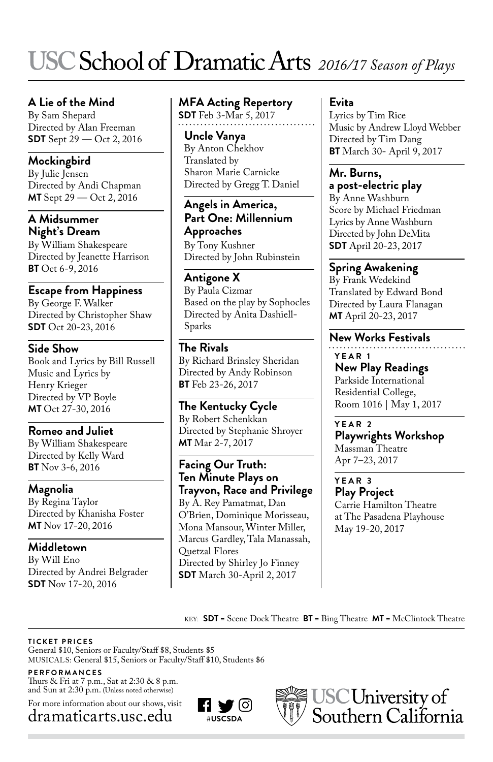# USC School of Dramatic Arts *2016/17 Season of Plays*

### A Lie of the Mind
By Sam Shepard
Directed by Alan Freeman
**SDT** Sept 29 — Oct 2, 2016

### Mockingbird
By Julie Jensen
Directed by Andi Chapman
**MT** Sept 29 — Oct 2, 2016

### A Midsummer Night's Dream
By William Shakespeare
Directed by Jeanette Harrison
**BT** Oct 6-9, 2016

### Escape from Happiness
By George F. Walker
Directed by Christopher Shaw
**SDT** Oct 20-23, 2016

### Side Show
Book and Lyrics by Bill Russell
Music and Lyrics by Henry Krieger
Directed by VP Boyle
**MT** Oct 27-30, 2016

### Romeo and Juliet
By William Shakespeare
Directed by Kelly Ward
**BT** Nov 3-6, 2016

### Magnolia
By Regina Taylor
Directed by Khanisha Foster
**MT** Nov 17-20, 2016

### Middletown
By Will Eno
Directed by Andrei Belgrader
**SDT** Nov 17-20, 2016

### MFA Acting Repertory
**SDT** Feb 3-Mar 5, 2017

#### Uncle Vanya
By Anton Chekhov
Translated by Sharon Marie Carnicke
Directed by Gregg T. Daniel

#### Angels in America, Part One: Millennium Approaches
By Tony Kushner
Directed by John Rubinstein

#### Antigone X
By Paula Cizmar
Based on the play by Sophocles
Directed by Anita Dashiell-Sparks

### The Rivals
By Richard Brinsley Sheridan
Directed by Andy Robinson
**BT** Feb 23-26, 2017

### The Kentucky Cycle
By Robert Schenkkan
Directed by Stephanie Shroyer
**MT** Mar 2-7, 2017

### Facing Our Truth: Ten Minute Plays on Trayvon, Race and Privilege
By A. Rey Pamatmat, Dan O'Brien, Dominique Morisseau, Mona Mansour, Winter Miller, Marcus Gardley, Tala Manassah, Quetzal Flores
Directed by Shirley Jo Finney
**SDT** March 30-April 2, 2017

### Evita
Lyrics by Tim Rice
Music by Andrew Lloyd Webber
Directed by Tim Dang
**BT** March 30- April 9, 2017

### Mr. Burns, a post-electric play
By Anne Washburn
Score by Michael Friedman
Lyrics by Anne Washburn
Directed by John DeMita
**SDT** April 20-23, 2017

### Spring Awakening
By Frank Wedekind
Translated by Edward Bond
Directed by Laura Flanagan
**MT** April 20-23, 2017

### New Works Festivals

**YEAR 1**
#### New Play Readings
Parkside International Residential College, Room 1016 | May 1, 2017

**YEAR 2**
#### Playwrights Workshop
Massman Theatre
Apr 7–23, 2017

**YEAR 3**
#### Play Project
Carrie Hamilton Theatre at The Pasadena Playhouse
May 19-20, 2017

KEY: **SDT** = Scene Dock Theatre **BT** = Bing Theatre **MT** = McClintock Theatre

**TICKET PRICES**
General $10, Seniors or Faculty/Staff $8, Students $5
MUSICALS: General $15, Seniors or Faculty/Staff $10, Students $6

**PERFORMANCES**
Thurs & Fri at 7 p.m., Sat at 2:30 & 8 p.m. and Sun at 2:30 p.m. (Unless noted otherwise)

For more information about our shows, visit
dramaticarts.usc.edu

#USCSDA

USC University of Southern California